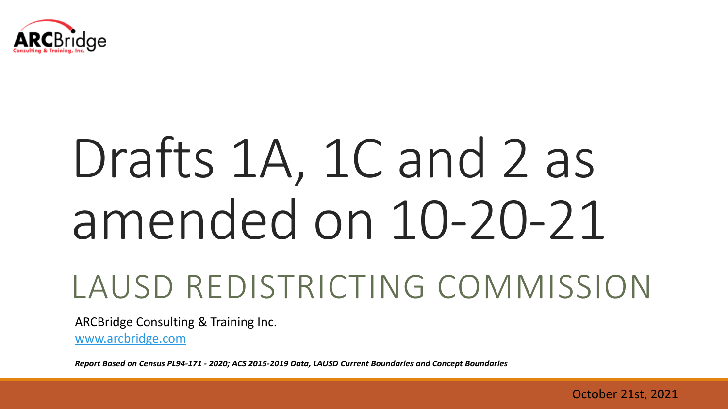ARCBridge
Consulting & Training, Inc.

# Drafts 1A, 1C and 2 as amended on 10-20-21

## LAUSD REDISTRICTING COMMISSION

ARCBridge Consulting & Training Inc.

www.arcbridge.com

***Report Based on Census PL94-171 - 2020; ACS 2015-2019 Data, LAUSD Current Boundaries and Concept Boundaries***

October 21st, 2021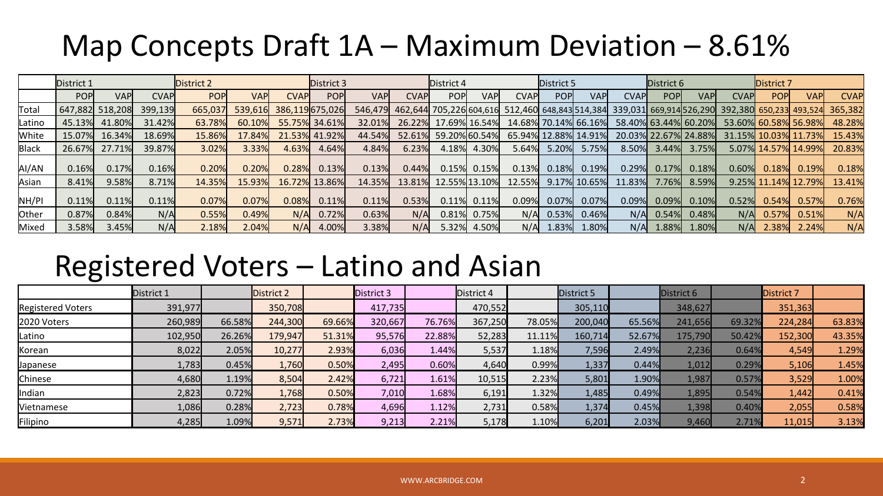# Map Concepts Draft 1A – Maximum Deviation – 8.61%

| | District 1 | | | District 2 | | | District 3 | | | District 4 | | | District 5 | | | District 6 | | | District 7 | | |
|---|---|---|---|---|---|---|---|---|---|---|---|---|---|---|---|---|---|---|---|---|---|
| | POP | VAP | CVAP | POP | VAP | CVAP | POP | VAP | CVAP | POP | VAP | CVAP | POP | VAP | CVAP | POP | VAP | CVAP | POP | VAP | CVAP |
| Total | 647,882 | 518,208 | 399,139 | 665,037 | 539,616 | 386,119 | 675,026 | 546,479 | 462,644 | 705,226 | 604,616 | 512,460 | 648,843 | 514,384 | 339,031 | 669,914 | 526,290 | 392,380 | 650,233 | 493,524 | 365,382 |
| Latino | 45.13% | 41.80% | 31.42% | 63.78% | 60.10% | 55.75% | 34.61% | 32.01% | 26.22% | 17.69% | 16.54% | 14.68% | 70.14% | 66.16% | 58.40% | 63.44% | 60.20% | 53.60% | 60.58% | 56.98% | 48.28% |
| White | 15.07% | 16.34% | 18.69% | 15.86% | 17.84% | 21.53% | 41.92% | 44.54% | 52.61% | 59.20% | 60.54% | 65.94% | 12.88% | 14.91% | 20.03% | 22.67% | 24.88% | 31.15% | 10.03% | 11.73% | 15.43% |
| Black | 26.67% | 27.71% | 39.87% | 3.02% | 3.33% | 4.63% | 4.64% | 4.84% | 6.23% | 4.18% | 4.30% | 5.64% | 5.20% | 5.75% | 8.50% | 3.44% | 3.75% | 5.07% | 14.57% | 14.99% | 20.83% |
| AI/AN | 0.16% | 0.17% | 0.16% | 0.20% | 0.20% | 0.28% | 0.13% | 0.13% | 0.44% | 0.15% | 0.15% | 0.13% | 0.18% | 0.19% | 0.29% | 0.17% | 0.18% | 0.60% | 0.18% | 0.19% | 0.18% |
| Asian | 8.41% | 9.58% | 8.71% | 14.35% | 15.93% | 16.72% | 13.86% | 14.35% | 13.81% | 12.55% | 13.10% | 12.55% | 9.17% | 10.65% | 11.83% | 7.76% | 8.59% | 9.25% | 11.14% | 12.79% | 13.41% |
| NH/PI | 0.11% | 0.11% | 0.11% | 0.07% | 0.07% | 0.08% | 0.11% | 0.11% | 0.53% | 0.11% | 0.11% | 0.09% | 0.07% | 0.07% | 0.09% | 0.09% | 0.10% | 0.52% | 0.54% | 0.57% | 0.76% |
| Other | 0.87% | 0.84% | N/A | 0.55% | 0.49% | N/A | 0.72% | 0.63% | N/A | 0.81% | 0.75% | N/A | 0.53% | 0.46% | N/A | 0.54% | 0.48% | N/A | 0.57% | 0.51% | N/A |
| Mixed | 3.58% | 3.45% | N/A | 2.18% | 2.04% | N/A | 4.00% | 3.38% | N/A | 5.32% | 4.50% | N/A | 1.83% | 1.80% | N/A | 1.88% | 1.80% | N/A | 2.38% | 2.24% | N/A |

# Registered Voters – Latino and Asian

| | District 1 | | District 2 | | District 3 | | District 4 | | District 5 | | District 6 | | District 7 | |
|---|---|---|---|---|---|---|---|---|---|---|---|---|---|---|
| Registered Voters | 391,977 | | 350,708 | | 417,735 | | 470,552 | | 305,110 | | 348,627 | | 351,363 | |
| 2020 Voters | 260,989 | 66.58% | 244,300 | 69.66% | 320,667 | 76.76% | 367,250 | 78.05% | 200,040 | 65.56% | 241,656 | 69.32% | 224,284 | 63.83% |
| Latino | 102,950 | 26.26% | 179,947 | 51.31% | 95,576 | 22.88% | 52,283 | 11.11% | 160,714 | 52.67% | 175,790 | 50.42% | 152,300 | 43.35% |
| Korean | 8,022 | 2.05% | 10,277 | 2.93% | 6,036 | 1.44% | 5,537 | 1.18% | 7,596 | 2.49% | 2,236 | 0.64% | 4,549 | 1.29% |
| Japanese | 1,783 | 0.45% | 1,760 | 0.50% | 2,495 | 0.60% | 4,640 | 0.99% | 1,337 | 0.44% | 1,012 | 0.29% | 5,106 | 1.45% |
| Chinese | 4,680 | 1.19% | 8,504 | 2.42% | 6,721 | 1.61% | 10,515 | 2.23% | 5,801 | 1.90% | 1,987 | 0.57% | 3,529 | 1.00% |
| Indian | 2,823 | 0.72% | 1,768 | 0.50% | 7,010 | 1.68% | 6,191 | 1.32% | 1,485 | 0.49% | 1,895 | 0.54% | 1,442 | 0.41% |
| Vietnamese | 1,086 | 0.28% | 2,723 | 0.78% | 4,696 | 1.12% | 2,731 | 0.58% | 1,374 | 0.45% | 1,398 | 0.40% | 2,055 | 0.58% |
| Filipino | 4,285 | 1.09% | 9,571 | 2.73% | 9,213 | 2.21% | 5,178 | 1.10% | 6,201 | 2.03% | 9,460 | 2.71% | 11,015 | 3.13% |

WWW.ARCBRIDGE.COM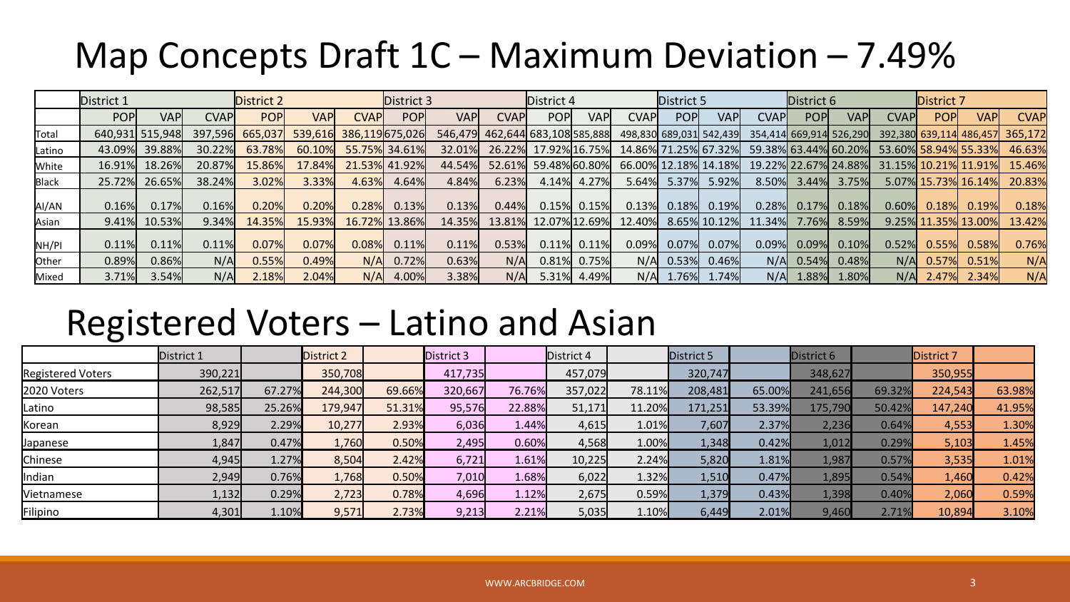# Map Concepts Draft 1C – Maximum Deviation – 7.49%

| | District 1 | | | District 2 | | | District 3 | | | District 4 | | | District 5 | | | District 6 | | | District 7 | | |
|---|---|---|---|---|---|---|---|---|---|---|---|---|---|---|---|---|---|---|---|---|---|
| | POP | VAP | CVAP | POP | VAP | CVAP | POP | VAP | CVAP | POP | VAP | CVAP | POP | VAP | CVAP | POP | VAP | CVAP | POP | VAP | CVAP |
| Total | 640,931 | 515,948 | 397,596 | 665,037 | 539,616 | 386,119 | 675,026 | 546,479 | 462,644 | 683,108 | 585,888 | 498,830 | 689,031 | 542,439 | 354,414 | 669,914 | 526,290 | 392,380 | 639,114 | 486,457 | 365,172 |
| Latino | 43.09% | 39.88% | 30.22% | 63.78% | 60.10% | 55.75% | 34.61% | 32.01% | 26.22% | 17.92% | 16.75% | 14.86% | 71.25% | 67.32% | 59.38% | 63.44% | 60.20% | 53.60% | 58.94% | 55.33% | 46.63% |
| White | 16.91% | 18.26% | 20.87% | 15.86% | 17.84% | 21.53% | 41.92% | 44.54% | 52.61% | 59.48% | 60.80% | 66.00% | 12.18% | 14.18% | 19.22% | 22.67% | 24.88% | 31.15% | 10.21% | 11.91% | 15.46% |
| Black | 25.72% | 26.65% | 38.24% | 3.02% | 3.33% | 4.63% | 4.64% | 4.84% | 6.23% | 4.14% | 4.27% | 5.64% | 5.37% | 5.92% | 8.50% | 3.44% | 3.75% | 5.07% | 15.73% | 16.14% | 20.83% |
| AI/AN | 0.16% | 0.17% | 0.16% | 0.20% | 0.20% | 0.28% | 0.13% | 0.13% | 0.44% | 0.15% | 0.15% | 0.13% | 0.18% | 0.19% | 0.28% | 0.17% | 0.18% | 0.60% | 0.18% | 0.19% | 0.18% |
| Asian | 9.41% | 10.53% | 9.34% | 14.35% | 15.93% | 16.72% | 13.86% | 14.35% | 13.81% | 12.07% | 12.69% | 12.40% | 8.65% | 10.12% | 11.34% | 7.76% | 8.59% | 9.25% | 11.35% | 13.00% | 13.42% |
| NH/PI | 0.11% | 0.11% | 0.11% | 0.07% | 0.07% | 0.08% | 0.11% | 0.11% | 0.53% | 0.11% | 0.11% | 0.09% | 0.07% | 0.07% | 0.09% | 0.09% | 0.10% | 0.52% | 0.55% | 0.58% | 0.76% |
| Other | 0.89% | 0.86% | N/A | 0.55% | 0.49% | N/A | 0.72% | 0.63% | N/A | 0.81% | 0.75% | N/A | 0.53% | 0.46% | N/A | 0.54% | 0.48% | N/A | 0.57% | 0.51% | N/A |
| Mixed | 3.71% | 3.54% | N/A | 2.18% | 2.04% | N/A | 4.00% | 3.38% | N/A | 5.31% | 4.49% | N/A | 1.76% | 1.74% | N/A | 1.88% | 1.80% | N/A | 2.47% | 2.34% | N/A |

# Registered Voters – Latino and Asian

| | District 1 | | District 2 | | District 3 | | District 4 | | District 5 | | District 6 | | District 7 | |
|---|---|---|---|---|---|---|---|---|---|---|---|---|---|---|
| Registered Voters | 390,221 | | 350,708 | | 417,735 | | 457,079 | | 320,747 | | 348,627 | | 350,955 | |
| 2020 Voters | 262,517 | 67.27% | 244,300 | 69.66% | 320,667 | 76.76% | 357,022 | 78.11% | 208,481 | 65.00% | 241,656 | 69.32% | 224,543 | 63.98% |
| Latino | 98,585 | 25.26% | 179,947 | 51.31% | 95,576 | 22.88% | 51,171 | 11.20% | 171,251 | 53.39% | 175,790 | 50.42% | 147,240 | 41.95% |
| Korean | 8,929 | 2.29% | 10,277 | 2.93% | 6,036 | 1.44% | 4,615 | 1.01% | 7,607 | 2.37% | 2,236 | 0.64% | 4,553 | 1.30% |
| Japanese | 1,847 | 0.47% | 1,760 | 0.50% | 2,495 | 0.60% | 4,568 | 1.00% | 1,348 | 0.42% | 1,012 | 0.29% | 5,103 | 1.45% |
| Chinese | 4,945 | 1.27% | 8,504 | 2.42% | 6,721 | 1.61% | 10,225 | 2.24% | 5,820 | 1.81% | 1,987 | 0.57% | 3,535 | 1.01% |
| Indian | 2,949 | 0.76% | 1,768 | 0.50% | 7,010 | 1.68% | 6,022 | 1.32% | 1,510 | 0.47% | 1,895 | 0.54% | 1,460 | 0.42% |
| Vietnamese | 1,132 | 0.29% | 2,723 | 0.78% | 4,696 | 1.12% | 2,675 | 0.59% | 1,379 | 0.43% | 1,398 | 0.40% | 2,060 | 0.59% |
| Filipino | 4,301 | 1.10% | 9,571 | 2.73% | 9,213 | 2.21% | 5,035 | 1.10% | 6,449 | 2.01% | 9,460 | 2.71% | 10,894 | 3.10% |

WWW.ARCBRIDGE.COM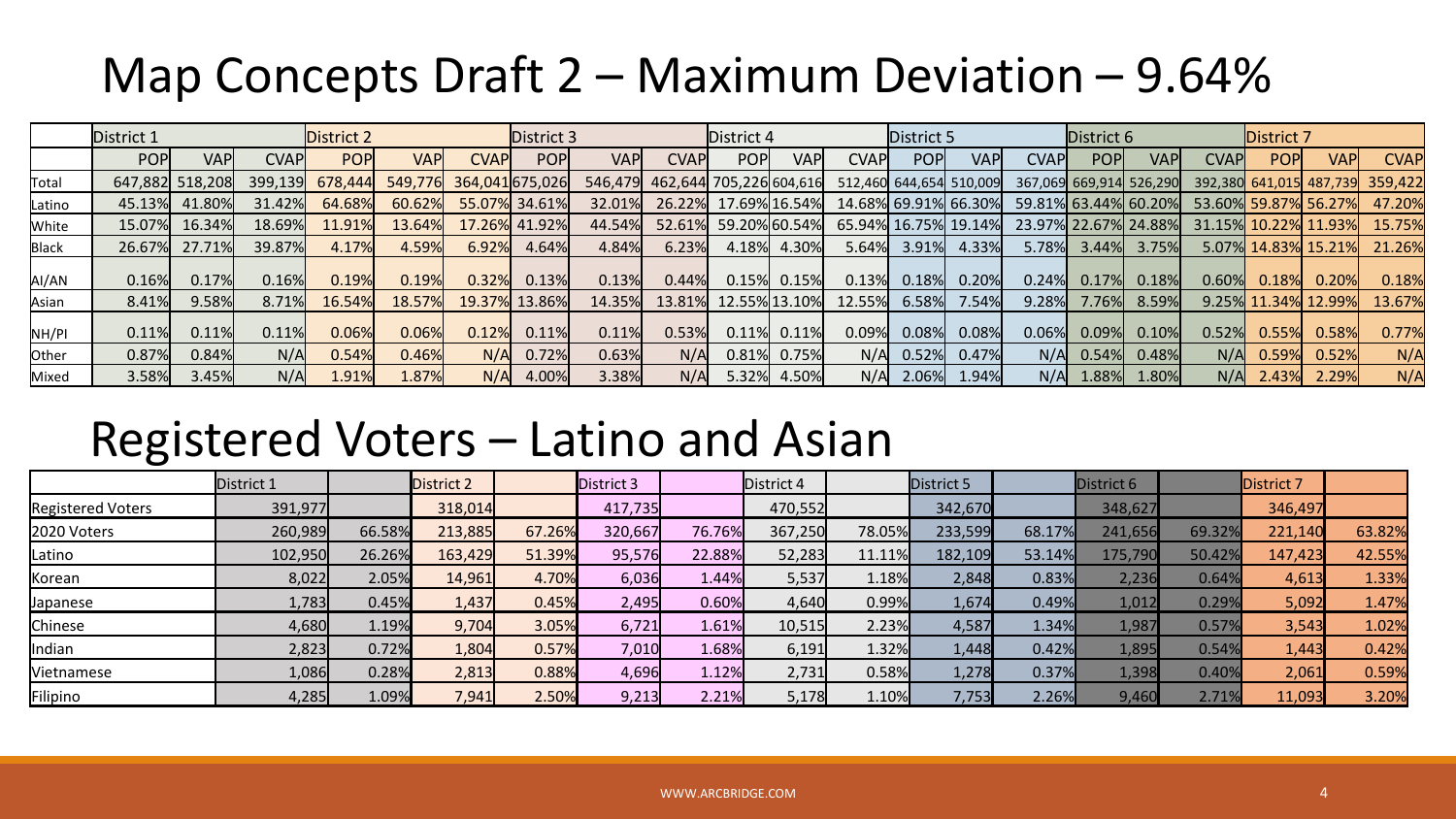# Map Concepts Draft 2 – Maximum Deviation – 9.64%

| | District 1 | | | District 2 | | | District 3 | | | District 4 | | | District 5 | | | District 6 | | | District 7 | | |
|---|---|---|---|---|---|---|---|---|---|---|---|---|---|---|---|---|---|---|---|---|---|
| | POP | VAP | CVAP | POP | VAP | CVAP | POP | VAP | CVAP | POP | VAP | CVAP | POP | VAP | CVAP | POP | VAP | CVAP | POP | VAP | CVAP |
| Total | 647,882 | 518,208 | 399,139 | 678,444 | 549,776 | 364,041 | 675,026 | 546,479 | 462,644 | 705,226 | 604,616 | 512,460 | 644,654 | 510,009 | 367,069 | 669,914 | 526,290 | 392,380 | 641,015 | 487,739 | 359,422 |
| Latino | 45.13% | 41.80% | 31.42% | 64.68% | 60.62% | 55.07% | 34.61% | 32.01% | 26.22% | 17.69% | 16.54% | 14.68% | 69.91% | 66.30% | 59.81% | 63.44% | 60.20% | 53.60% | 59.87% | 56.27% | 47.20% |
| White | 15.07% | 16.34% | 18.69% | 11.91% | 13.64% | 17.26% | 41.92% | 44.54% | 52.61% | 59.20% | 60.54% | 65.94% | 16.75% | 19.14% | 23.97% | 22.67% | 24.88% | 31.15% | 10.22% | 11.93% | 15.75% |
| Black | 26.67% | 27.71% | 39.87% | 4.17% | 4.59% | 6.92% | 4.64% | 4.84% | 6.23% | 4.18% | 4.30% | 5.64% | 3.91% | 4.33% | 5.78% | 3.44% | 3.75% | 5.07% | 14.83% | 15.21% | 21.26% |
| AI/AN | 0.16% | 0.17% | 0.16% | 0.19% | 0.19% | 0.32% | 0.13% | 0.13% | 0.44% | 0.15% | 0.15% | 0.13% | 0.18% | 0.20% | 0.24% | 0.17% | 0.18% | 0.60% | 0.18% | 0.20% | 0.18% |
| Asian | 8.41% | 9.58% | 8.71% | 16.54% | 18.57% | 19.37% | 13.86% | 14.35% | 13.81% | 12.55% | 13.10% | 12.55% | 6.58% | 7.54% | 9.28% | 7.76% | 8.59% | 9.25% | 11.34% | 12.99% | 13.67% |
| NH/PI | 0.11% | 0.11% | 0.11% | 0.06% | 0.06% | 0.12% | 0.11% | 0.11% | 0.53% | 0.11% | 0.11% | 0.09% | 0.08% | 0.08% | 0.06% | 0.09% | 0.10% | 0.52% | 0.55% | 0.58% | 0.77% |
| Other | 0.87% | 0.84% | N/A | 0.54% | 0.46% | N/A | 0.72% | 0.63% | N/A | 0.81% | 0.75% | N/A | 0.52% | 0.47% | N/A | 0.54% | 0.48% | N/A | 0.59% | 0.52% | N/A |
| Mixed | 3.58% | 3.45% | N/A | 1.91% | 1.87% | N/A | 4.00% | 3.38% | N/A | 5.32% | 4.50% | N/A | 2.06% | 1.94% | N/A | 1.88% | 1.80% | N/A | 2.43% | 2.29% | N/A |

# Registered Voters – Latino and Asian

| | District 1 | | District 2 | | District 3 | | District 4 | | District 5 | | District 6 | | District 7 | |
|---|---|---|---|---|---|---|---|---|---|---|---|---|---|---|
| Registered Voters | 391,977 | | 318,014 | | 417,735 | | 470,552 | | 342,670 | | 348,627 | | 346,497 | |
| 2020 Voters | 260,989 | 66.58% | 213,885 | 67.26% | 320,667 | 76.76% | 367,250 | 78.05% | 233,599 | 68.17% | 241,656 | 69.32% | 221,140 | 63.82% |
| Latino | 102,950 | 26.26% | 163,429 | 51.39% | 95,576 | 22.88% | 52,283 | 11.11% | 182,109 | 53.14% | 175,790 | 50.42% | 147,423 | 42.55% |
| Korean | 8,022 | 2.05% | 14,961 | 4.70% | 6,036 | 1.44% | 5,537 | 1.18% | 2,848 | 0.83% | 2,236 | 0.64% | 4,613 | 1.33% |
| Japanese | 1,783 | 0.45% | 1,437 | 0.45% | 2,495 | 0.60% | 4,640 | 0.99% | 1,674 | 0.49% | 1,012 | 0.29% | 5,092 | 1.47% |
| Chinese | 4,680 | 1.19% | 9,704 | 3.05% | 6,721 | 1.61% | 10,515 | 2.23% | 4,587 | 1.34% | 1,987 | 0.57% | 3,543 | 1.02% |
| Indian | 2,823 | 0.72% | 1,804 | 0.57% | 7,010 | 1.68% | 6,191 | 1.32% | 1,448 | 0.42% | 1,895 | 0.54% | 1,443 | 0.42% |
| Vietnamese | 1,086 | 0.28% | 2,813 | 0.88% | 4,696 | 1.12% | 2,731 | 0.58% | 1,278 | 0.37% | 1,398 | 0.40% | 2,061 | 0.59% |
| Filipino | 4,285 | 1.09% | 7,941 | 2.50% | 9,213 | 2.21% | 5,178 | 1.10% | 7,753 | 2.26% | 9,460 | 2.71% | 11,093 | 3.20% |

WWW.ARCBRIDGE.COM